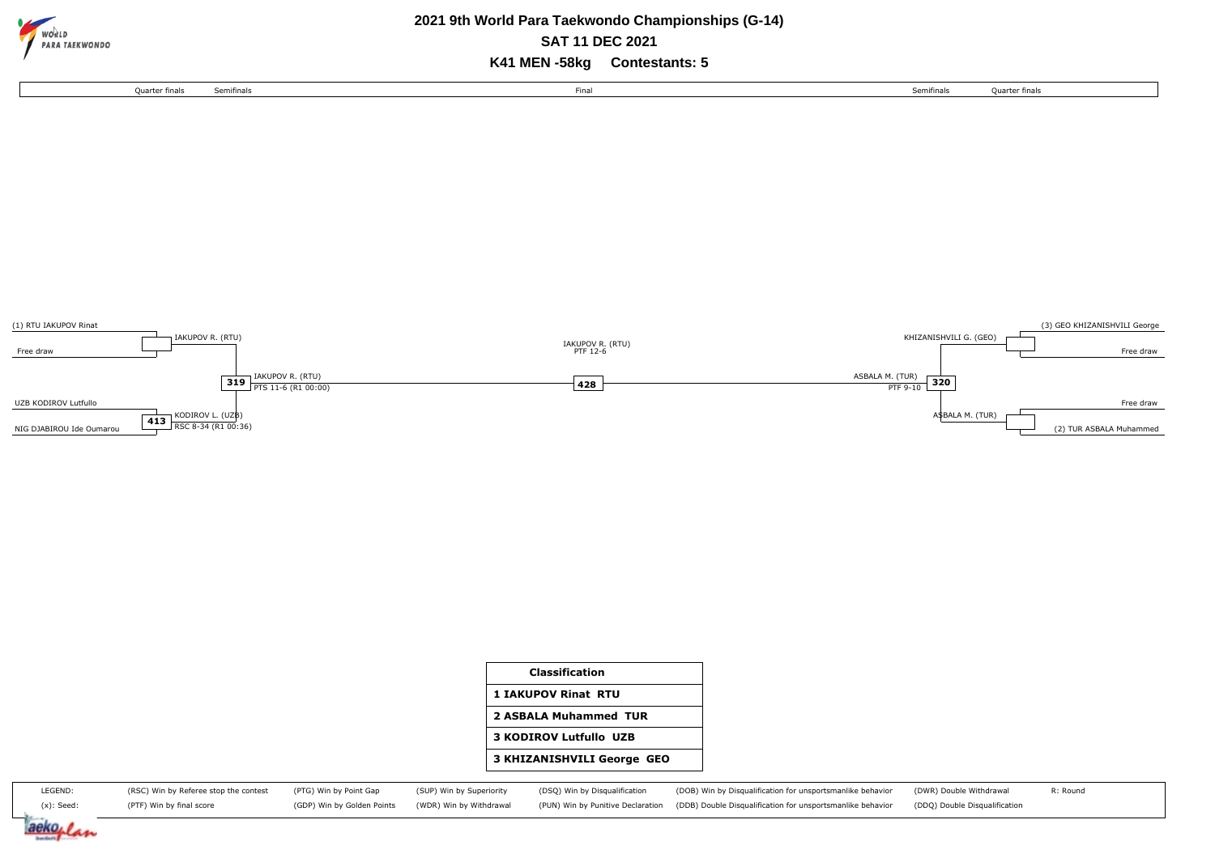# 2021 9th World Para Taekwondo Championships (G-14)

## SAT 11 DEC 2021

### K41 MEN -58kg Contestants: 5

Quarter finals | Semifinals | Final | Semifinals | Quarter finals

**Left side**

Quarter finals:
- (1) RTU IAKUPOV Rinat vs Free draw → IAKUPOV R. (RTU)
- Match 413: UZB KODIROV Lutfullo vs NIG DJABIROU Ide Oumarou → KODIROV L. (UZB), RSC 8-34 (R1 00:36)

Semifinal:
- Match 319: IAKUPOV R. (RTU) vs KODIROV L. (UZB) → IAKUPOV R. (RTU), PTS 11-6 (R1 00:00)

**Final**

- Match 428: IAKUPOV R. (RTU) vs ASBALA M. (TUR) → IAKUPOV R. (RTU), PTF 12-6

**Right side**

Quarter finals:
- (3) GEO KHIZANISHVILI George vs Free draw → KHIZANISHVILI G. (GEO)
- Free draw vs (2) TUR ASBALA Muhammed → ASBALA M. (TUR)

Semifinal:
- Match 320: KHIZANISHVILI G. (GEO) vs ASBALA M. (TUR) → ASBALA M. (TUR), PTF 9-10

| Classification |
|---|
| 1 IAKUPOV Rinat RTU |
| 2 ASBALA Muhammed TUR |
| 3 KODIROV Lutfullo UZB |
| 3 KHIZANISHVILI George GEO |

LEGEND:
- (x): Seed
- (RSC) Win by Referee stop the contest
- (PTF) Win by final score
- (PTG) Win by Point Gap
- (GDP) Win by Golden Points
- (SUP) Win by Superiority
- (WDR) Win by Withdrawal
- (DSQ) Win by Disqualification
- (PUN) Win by Punitive Declaration
- (DOB) Win by Disqualification for unsportsmanlike behavior
- (DDB) Double Disqualification for unsportsmanlike behavior
- (DWR) Double Withdrawal
- (DDQ) Double Disqualification
- R: Round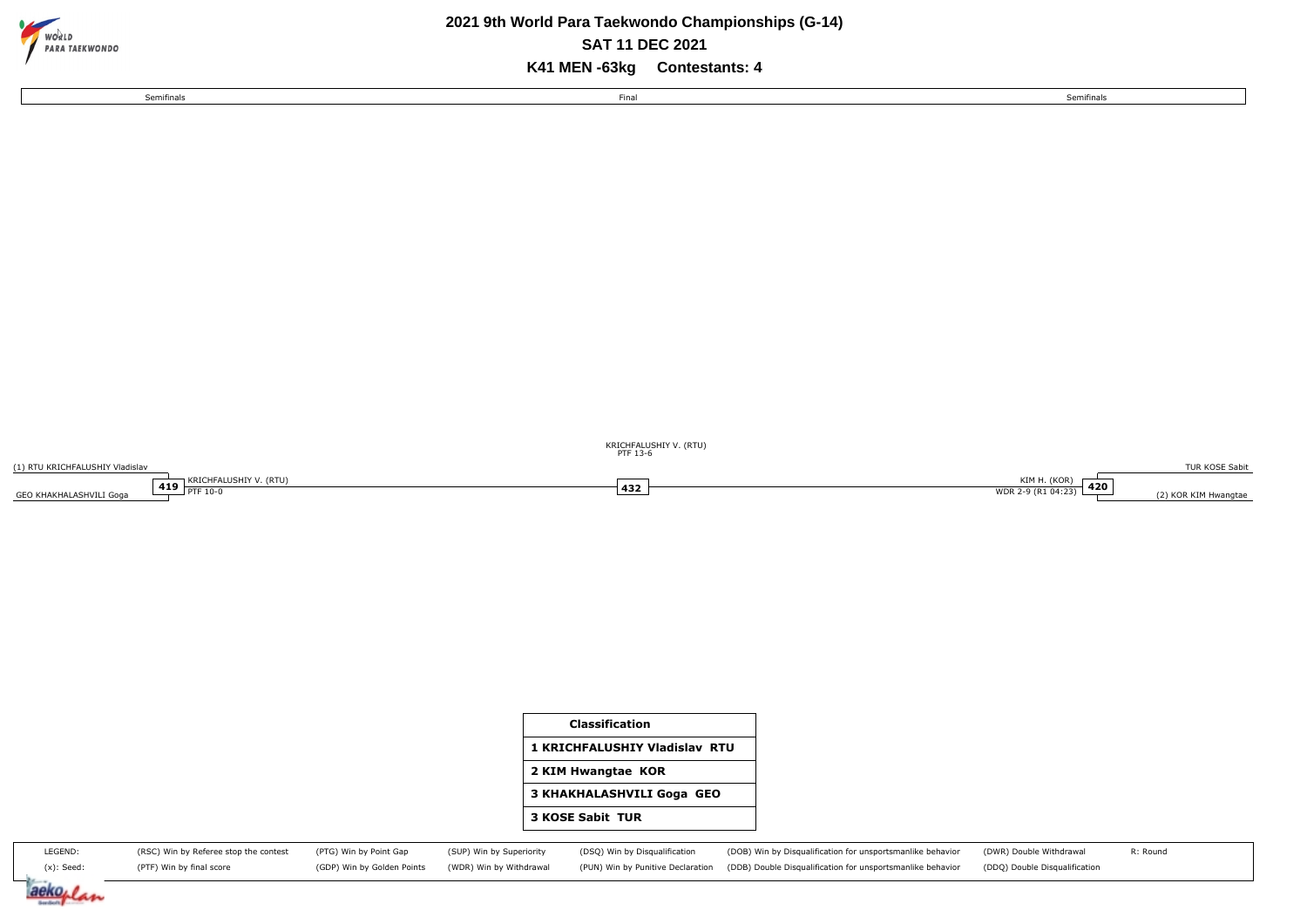# 2021 9th World Para Taekwondo Championships (G-14)

## SAT 11 DEC 2021

## K41 MEN -63kg Contestants: 4

| Semifinals | Final | Semifinals |
| --- | --- | --- |
| (1) RTU KRICHFALUSHIY Vladislav | | TUR KOSE Sabit |
| GEO KHAKHALASHVILI Goga | | (2) KOR KIM Hwangtae |
| **419** KRICHFALUSHIY V. (RTU) PTF 10-0 | **432** KRICHFALUSHIY V. (RTU) PTF 13-6 | **420** KIM H. (KOR) WDR 2-9 (R1 04:23) |

| Classification |
| --- |
| 1 KRICHFALUSHIY Vladislav RTU |
| 2 KIM Hwangtae KOR |
| 3 KHAKHALASHVILI Goga GEO |
| 3 KOSE Sabit TUR |

LEGEND:
(x): Seed:
(RSC) Win by Referee stop the contest
(PTF) Win by final score
(PTG) Win by Point Gap
(GDP) Win by Golden Points
(SUP) Win by Superiority
(WDR) Win by Withdrawal
(DSQ) Win by Disqualification
(PUN) Win by Punitive Declaration
(DQB) Win by Disqualification for unsportsmanlike behavior
(DDB) Double Disqualification for unsportsmanlike behavior
(DWR) Double Withdrawal
(DDQ) Double Disqualification
R: Round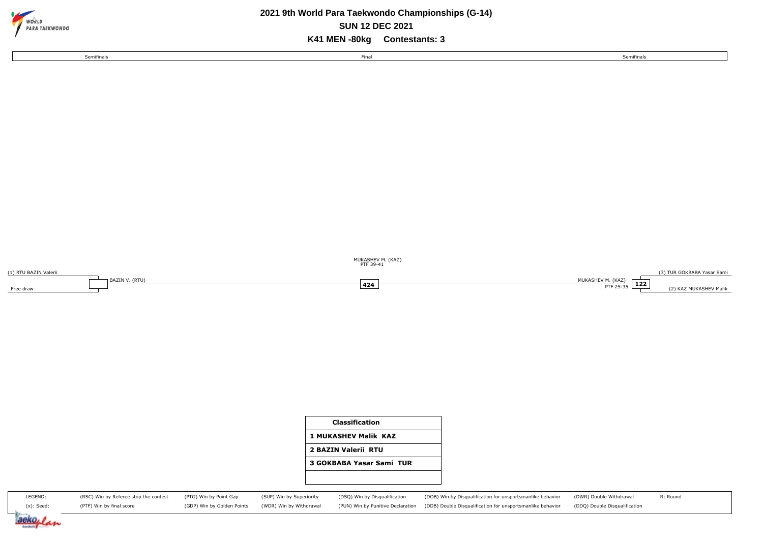# 2021 9th World Para Taekwondo Championships (G-14)

## SUN 12 DEC 2021

## K41 MEN -80kg Contestants: 3

| Semifinals | Final | Semifinals |
| --- | --- | --- |

(1) RTU BAZIN Valerii

Free draw

BAZIN V. (RTU)

MUKASHEV M. (KAZ)
PTF 39-41

424

(3) TUR GOKBABA Yasar Sami

MUKASHEV M. (KAZ)
PTF 25-35

122

(2) KAZ MUKASHEV Malik

| Classification |
| --- |
| 1 MUKASHEV Malik KAZ |
| 2 BAZIN Valerii RTU |
| 3 GOKBABA Yasar Sami TUR |
| |

| LEGEND: | (RSC) Win by Referee stop the contest | (PTG) Win by Point Gap | (SUP) Win by Superiority | (DSQ) Win by Disqualification | (DOB) Win by Disqualification for unsportsmanlike behavior | (DWR) Double Withdrawal | R: Round |
| --- | --- | --- | --- | --- | --- | --- | --- |
| (x): Seed: | (PTF) Win by final score | (GDP) Win by Golden Points | (WDR) Win by Withdrawal | (PUN) Win by Punitive Declaration | (DDB) Double Disqualification for unsportsmanlike behavior | (DDQ) Double Disqualification | |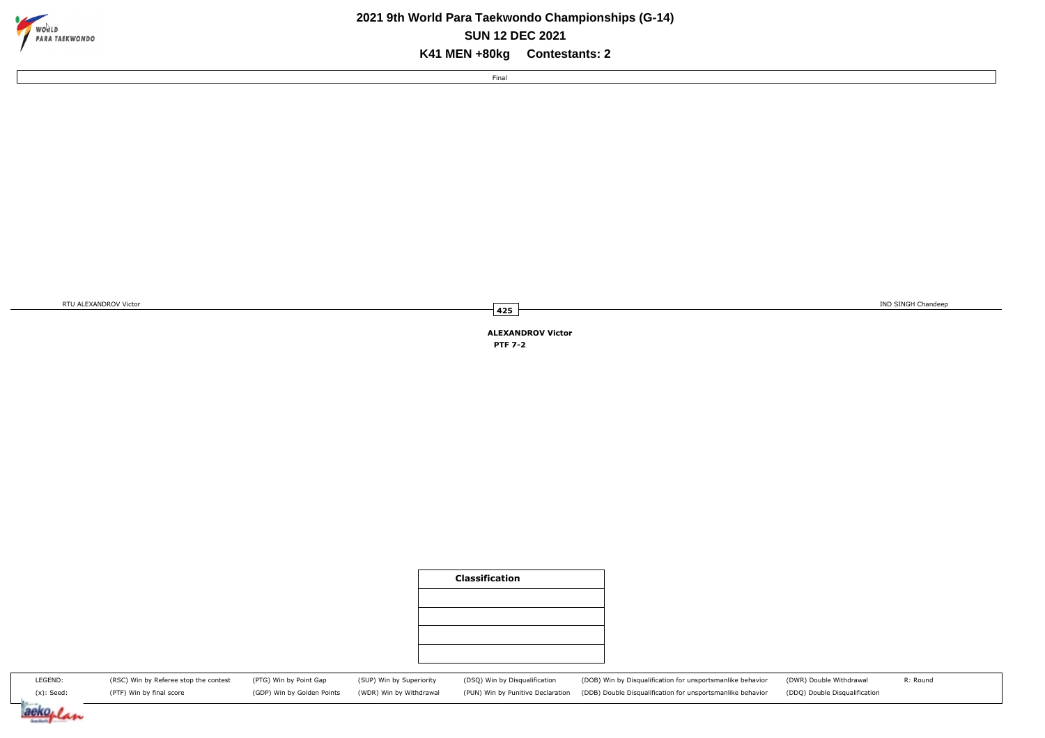# 2021 9th World Para Taekwondo Championships (G-14)

## SUN 12 DEC 2021

## K41 MEN +80kg Contestants: 2

Final

RTU ALEXANDROV Victor

**425**

IND SINGH Chandeep

**ALEXANDROV Victor**
**PTF 7-2**

| Classification |
|---|
| |
| |
| |
| |

| LEGEND: | (RSC) Win by Referee stop the contest | (PTG) Win by Point Gap | (SUP) Win by Superiority | (DSQ) Win by Disqualification | (DQB) Win by Disqualification for unsportsmanlike behavior | (DWR) Double Withdrawal | R: Round |
|---|---|---|---|---|---|---|---|
| (x): Seed: | (PTF) Win by final score | (GDP) Win by Golden Points | (WDR) Win by Withdrawal | (PUN) Win by Punitive Declaration | (DDB) Double Disqualification for unsportsmanlike behavior | (DDQ) Double Disqualification | |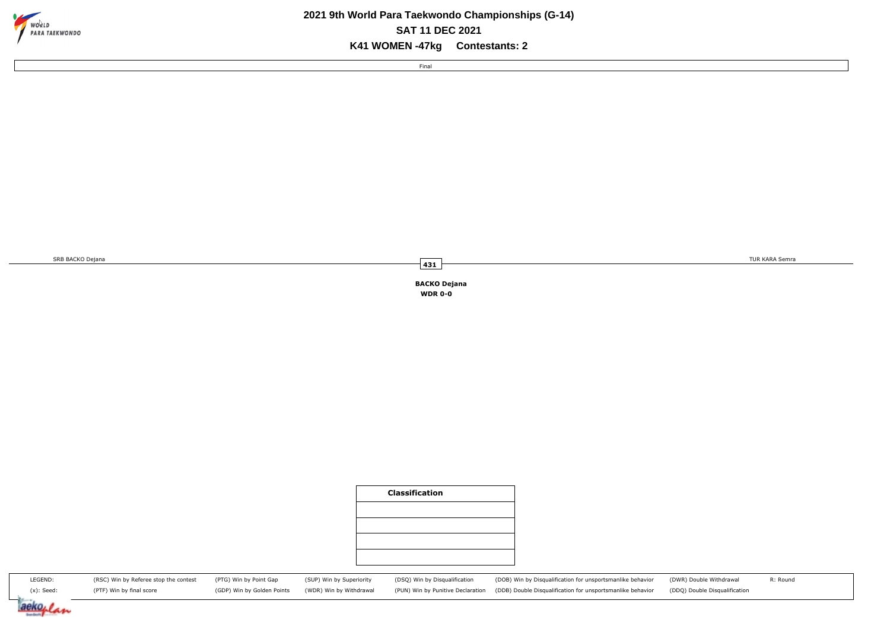# 2021 9th World Para Taekwondo Championships (G-14)

## SAT 11 DEC 2021

## K41 WOMEN -47kg Contestants: 2

Final

SRB BACKO Dejana

431

TUR KARA Semra

**BACKO Dejana**
**WDR 0-0**

| Classification |
|---|
| |
| |
| |
| |

| LEGEND: | (RSC) Win by Referee stop the contest | (PTG) Win by Point Gap | (SUP) Win by Superiority | (DSQ) Win by Disqualification | (DQB) Win by Disqualification for unsportsmanlike behavior | (DWR) Double Withdrawal | R: Round |
|---|---|---|---|---|---|---|---|
| (x): Seed: | (PTF) Win by final score | (GDP) Win by Golden Points | (WDR) Win by Withdrawal | (PUN) Win by Punitive Declaration | (DDB) Double Disqualification for unsportsmanlike behavior | (DDQ) Double Disqualification | |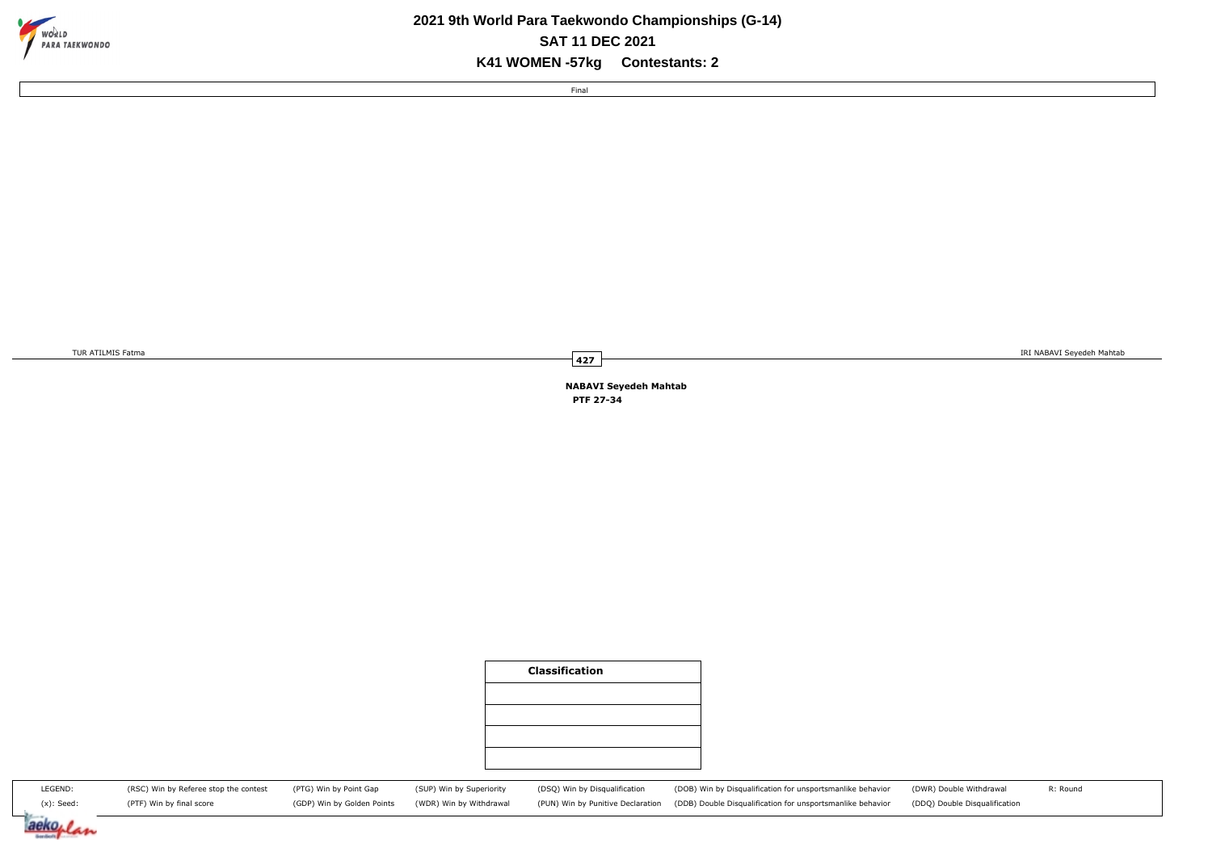# 2021 9th World Para Taekwondo Championships (G-14)

## SAT 11 DEC 2021

## K41 WOMEN -57kg Contestants: 2

Final

TUR ATILMIS Fatma

**427**

IRI NABAVI Seyedeh Mahtab

**NABAVI Seyedeh Mahtab**
**PTF 27-34**

| Classification |
| --- |
| |
| |
| |
| |

| LEGEND: | (RSC) Win by Referee stop the contest | (PTG) Win by Point Gap | (SUP) Win by Superiority | (DSQ) Win by Disqualification | (DOB) Win by Disqualification for unsportsmanlike behavior | (DWR) Double Withdrawal | R: Round |
| --- | --- | --- | --- | --- | --- | --- | --- |
| (x): Seed: | (PTF) Win by final score | (GDP) Win by Golden Points | (WDR) Win by Withdrawal | (PUN) Win by Punitive Declaration | (DDB) Double Disqualification for unsportsmanlike behavior | (DDQ) Double Disqualification | |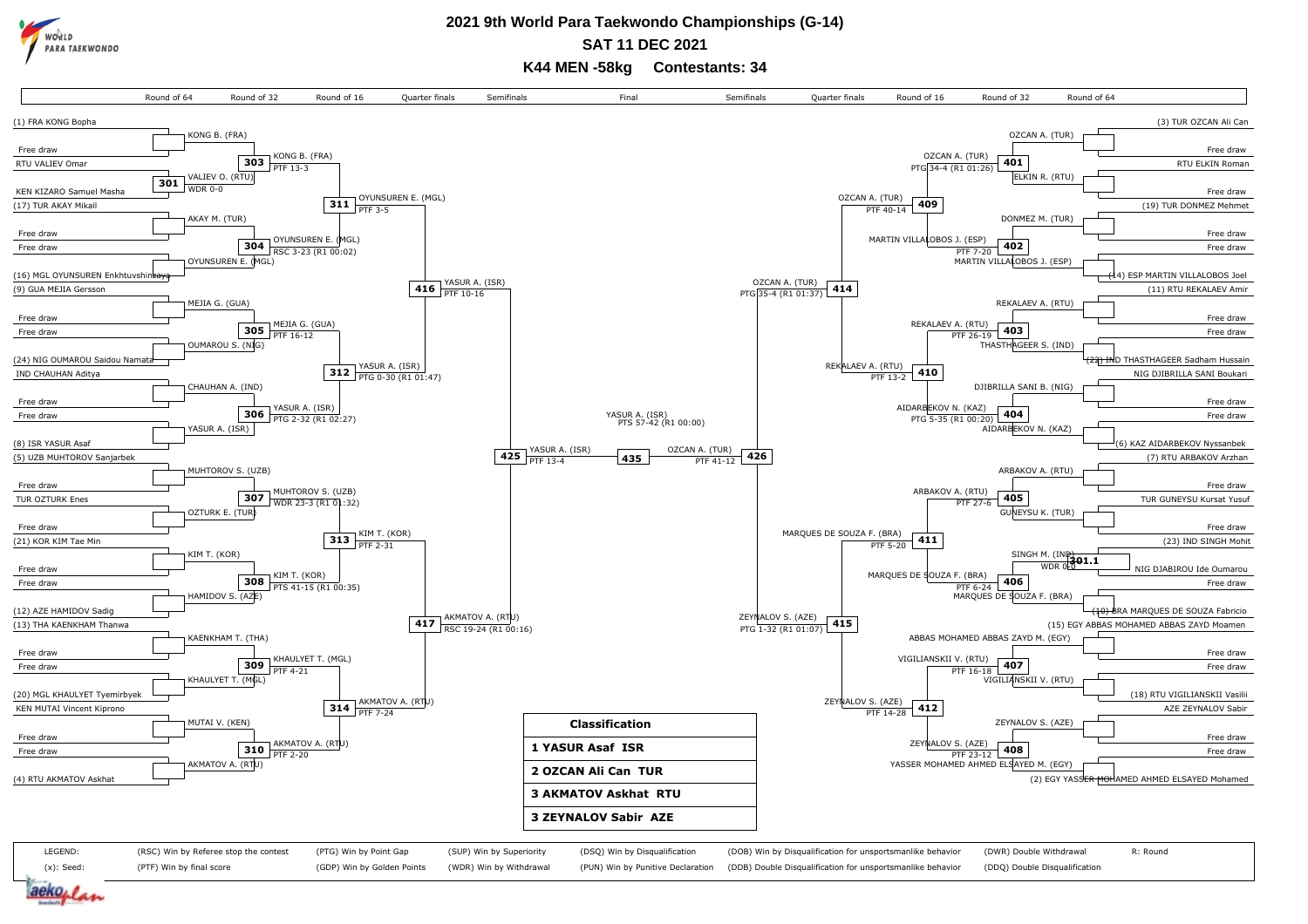# 2021 9th World Para Taekwondo Championships (G-14)

## SAT 11 DEC 2021

### K44 MEN -58kg Contestants: 34

## Left half of bracket

### Round of 64 / Round of 32

| Match | Competitors | Winner | Result |
|---|---|---|---|
| — | (1) FRA KONG Bopha vs Free draw | KONG B. (FRA) | |
| 301 | RTU VALIEV Omar vs KEN KIZARO Samuel Masha | VALIEV O. (RTU) | WDR 0-0 |
| — | (17) TUR AKAY Mikail vs Free draw | AKAY M. (TUR) | |
| — | Free draw vs (16) MGL OYUNSUREN Enkhtuvshinzaya | OYUNSUREN E. (MGL) | |
| — | (9) GUA MEJIA Gersson vs Free draw | MEJIA G. (GUA) | |
| — | Free draw vs (24) NIG OUMAROU Saidou Namata | OUMAROU S. (NIG) | |
| — | IND CHAUHAN Aditya vs Free draw | CHAUHAN A. (IND) | |
| — | Free draw vs (8) ISR YASUR Asaf | YASUR A. (ISR) | |
| — | (5) UZB MUHTOROV Sanjarbek vs Free draw | MUHTOROV S. (UZB) | |
| — | TUR OZTURK Enes vs Free draw | OZTURK E. (TUR) | |
| — | (21) KOR KIM Tae Min vs Free draw | KIM T. (KOR) | |
| — | Free draw vs (12) AZE HAMIDOV Sadig | HAMIDOV S. (AZE) | |
| — | (13) THA KAENKHAM Thanwa vs Free draw | KAENKHAM T. (THA) | |
| — | Free draw vs (20) MGL KHAULYET Tyemirbyek | KHAULYET T. (MGL) | |
| — | KEN MUTAI Vincent Kiprono vs Free draw | MUTAI V. (KEN) | |
| — | Free draw vs (4) RTU AKMATOV Askhat | AKMATOV A. (RTU) | |

### Round of 16

| Match | Winner | Result |
|---|---|---|
| 303 | KONG B. (FRA) | PTF 13-3 |
| 304 | OYUNSUREN E. (MGL) | RSC 3-23 (R1 00:02) |
| 305 | MEJIA G. (GUA) | PTF 16-12 |
| 306 | YASUR A. (ISR) | PTG 2-32 (R1 02:27) |
| 307 | MUHTOROV S. (UZB) | WDR 23-3 (R1 01:32) |
| 308 | KIM T. (KOR) | PTS 41-15 (R1 00:35) |
| 309 | KHAULYET T. (MGL) | PTF 4-21 |
| 310 | AKMATOV A. (RTU) | PTF 2-20 |

### Quarter finals

| Match | Winner | Result |
|---|---|---|
| 311 | OYUNSUREN E. (MGL) | PTF 3-5 |
| 312 | YASUR A. (ISR) | PTG 0-30 (R1 01:47) |
| 313 | KIM T. (KOR) | PTF 2-31 |
| 314 | AKMATOV A. (RTU) | PTF 7-24 |

### Semifinals

| Match | Winner | Result |
|---|---|---|
| 416 | YASUR A. (ISR) | PTF 10-16 |
| 417 | AKMATOV A. (RTU) | RSC 19-24 (R1 00:16) |
| 425 | YASUR A. (ISR) | PTF 13-4 |

## Right half of bracket

### Round of 64 / Round of 32

| Match | Competitors | Winner | Result |
|---|---|---|---|
| — | (3) TUR OZCAN Ali Can vs Free draw | OZCAN A. (TUR) | |
| — | RTU ELKIN Roman vs Free draw | ELKIN R. (RTU) | |
| — | (19) TUR DONMEZ Mehmet vs Free draw | DONMEZ M. (TUR) | |
| — | Free draw vs (14) ESP MARTIN VILLALOBOS Joel | MARTIN VILLALOBOS J. (ESP) | |
| — | (11) RTU REKALAEV Amir vs Free draw | REKALAEV A. (RTU) | |
| — | Free draw vs (22) IND THASTHAGEER Sadham Hussain | THASTHAGEER S. (IND) | |
| — | NIG DJIBRILLA SANI Boukari vs Free draw | DJIBRILLA SANI B. (NIG) | |
| — | Free draw vs (6) KAZ AIDARBEKOV Nyssanbek | AIDARBEKOV N. (KAZ) | |
| — | (7) RTU ARBAKOV Arzhan vs Free draw | ARBAKOV A. (RTU) | |
| — | TUR GUNEYSU Kursat Yusuf vs Free draw | GUNEYSU K. (TUR) | |
| 301.1 | (23) IND SINGH Mohit vs NIG DJABIROU Ide Oumarou | SINGH M. (IND) | WDR 0-0 |
| — | Free draw vs (10) BRA MARQUES DE SOUZA Fabricio | MARQUES DE SOUZA F. (BRA) | |
| — | (15) EGY ABBAS MOHAMED ABBAS ZAYD Moamen vs Free draw | ABBAS MOHAMED ABBAS ZAYD M. (EGY) | |
| — | Free draw vs (18) RTU VIGILIANSKII Vasilii | VIGILIANSKII V. (RTU) | |
| — | AZE ZEYNALOV Sabir vs Free draw | ZEYNALOV S. (AZE) | |
| — | Free draw vs (2) EGY YASSER MOHAMED AHMED ELSAYED Mohamed | YASSER MOHAMED AHMED ELSAYED M. (EGY) | |

### Round of 16

| Match | Winner | Result |
|---|---|---|
| 401 | OZCAN A. (TUR) | PTG 34-4 (R1 01:26) |
| 402 | MARTIN VILLALOBOS J. (ESP) | PTF 7-20 |
| 403 | REKALAEV A. (RTU) | PTF 26-19 |
| 404 | AIDARBEKOV N. (KAZ) | PTG 5-35 (R1 00:20) |
| 405 | ARBAKOV A. (RTU) | PTF 27-6 |
| 406 | MARQUES DE SOUZA F. (BRA) | PTF 6-24 |
| 407 | VIGILIANSKII V. (RTU) | PTF 16-18 |
| 408 | ZEYNALOV S. (AZE) | PTF 23-12 |

### Quarter finals

| Match | Winner | Result |
|---|---|---|
| 409 | OZCAN A. (TUR) | PTF 40-14 |
| 410 | REKALAEV A. (RTU) | PTF 13-2 |
| 411 | MARQUES DE SOUZA F. (BRA) | PTF 5-20 |
| 412 | ZEYNALOV S. (AZE) | PTF 14-28 |

### Semifinals

| Match | Winner | Result |
|---|---|---|
| 414 | OZCAN A. (TUR) | PTG 35-4 (R1 01:37) |
| 415 | ZEYNALOV S. (AZE) | PTG 1-32 (R1 01:07) |
| 426 | OZCAN A. (TUR) | PTF 41-12 |

## Final

| Match | Winner | Result |
|---|---|---|
| 435 | YASUR A. (ISR) | PTS 57-42 (R1 00:00) |

## Classification

| Classification |
|---|
| 1 YASUR Asaf ISR |
| 2 OZCAN Ali Can TUR |
| 3 AKMATOV Askhat RTU |
| 3 ZEYNALOV Sabir AZE |

**LEGEND:**

- (x): Seed
- (RSC) Win by Referee stop the contest
- (PTF) Win by final score
- (PTG) Win by Point Gap
- (GDP) Win by Golden Points
- (SUP) Win by Superiority
- (WDR) Win by Withdrawal
- (DSQ) Win by Disqualification
- (PUN) Win by Punitive Declaration
- (DOB) Win by Disqualification for unsportsmanlike behavior
- (DDB) Double Disqualification for unsportsmanlike behavior
- (DWR) Double Withdrawal
- (DDQ) Double Disqualification
- R: Round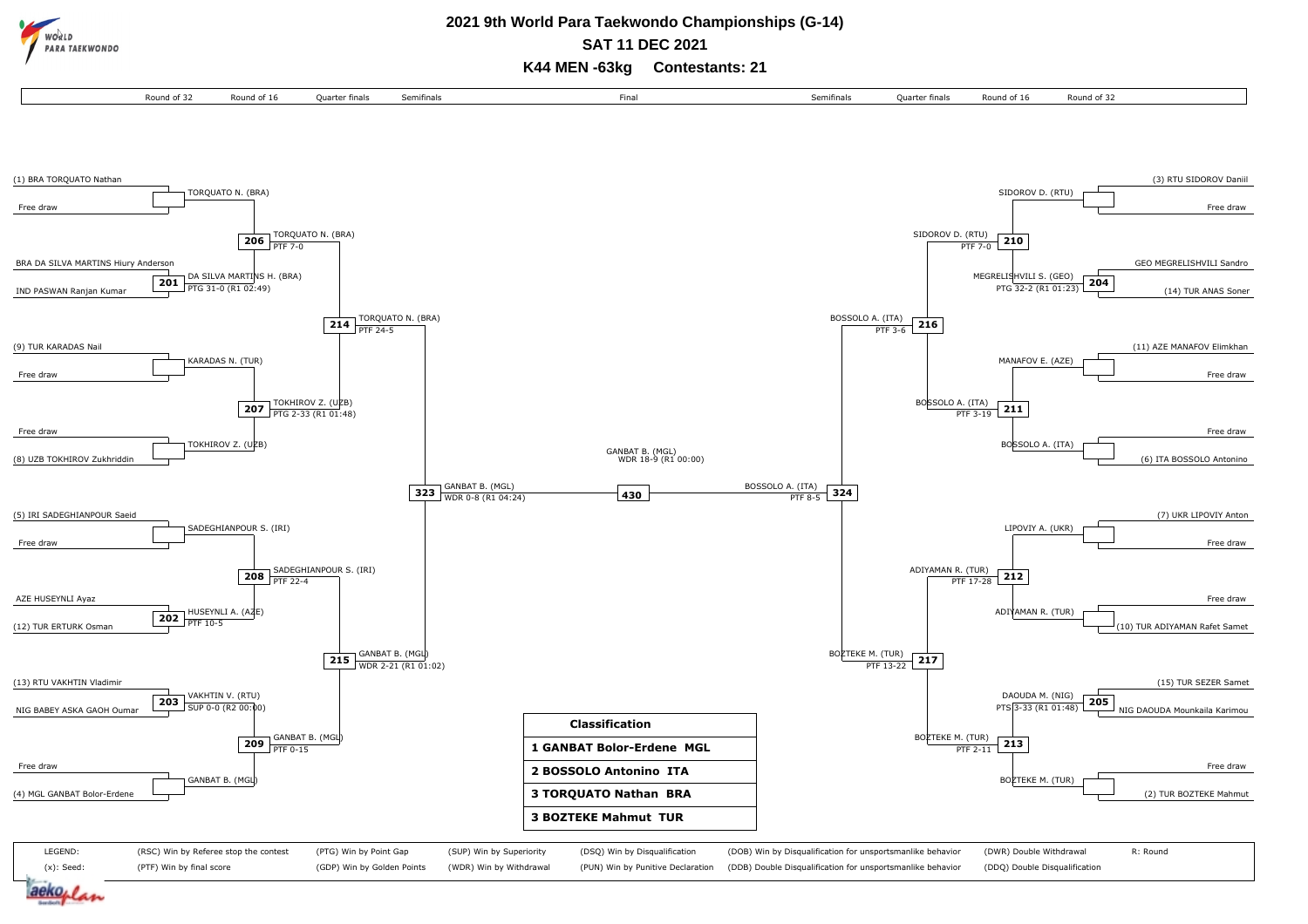# 2021 9th World Para Taekwondo Championships (G-14)

## SAT 11 DEC 2021

## K44 MEN -63kg Contestants: 21

**Left bracket**

**Round of 32**
- (1) BRA TORQUATO Nathan vs Free draw → TORQUATO N. (BRA)
- 201: BRA DA SILVA MARTINS Hiury Anderson vs IND PASWAN Ranjan Kumar → DA SILVA MARTINS H. (BRA), PTG 31-0 (R1 02:49)
- (9) TUR KARADAS Nail vs Free draw → KARADAS N. (TUR)
- Free draw vs (8) UZB TOKHIROV Zukhriddin → TOKHIROV Z. (UZB)
- (5) IRI SADEGHIANPOUR Saeid vs Free draw → SADEGHIANPOUR S. (IRI)
- 202: AZE HUSEYNLI Ayaz vs (12) TUR ERTURK Osman → HUSEYNLI A. (AZE), PTF 10-5
- 203: (13) RTU VAKHTIN Vladimir vs NIG BABEY ASKA GAOH Oumar → VAKHTIN V. (RTU), SUP 0-0 (R2 00:00)
- Free draw vs (4) MGL GANBAT Bolor-Erdene → GANBAT B. (MGL)

**Round of 16**
- 206: TORQUATO N. (BRA), PTF 7-0
- 207: TOKHIROV Z. (UZB), PTG 2-33 (R1 01:48)
- 208: SADEGHIANPOUR S. (IRI), PTF 22-4
- 209: GANBAT B. (MGL), PTF 0-15

**Quarter finals**
- 214: TORQUATO N. (BRA), PTF 24-5
- 215: GANBAT B. (MGL), WDR 2-21 (R1 01:02)

**Semifinals**
- 323: GANBAT B. (MGL), WDR 0-8 (R1 04:24)

**Right bracket**

**Round of 32**
- (3) RTU SIDOROV Daniil vs Free draw → SIDOROV D. (RTU)
- 204: GEO MEGRELISHVILI Sandro vs (14) TUR ANAS Soner → MEGRELISHVILI S. (GEO), PTG 32-2 (R1 01:23)
- (11) AZE MANAFOV Elimkhan vs Free draw → MANAFOV E. (AZE)
- Free draw vs (6) ITA BOSSOLO Antonino → BOSSOLO A. (ITA)
- (7) UKR LIPOVIY Anton vs Free draw → LIPOVIY A. (UKR)
- Free draw vs (10) TUR ADIYAMAN Rafet Samet → ADIYAMAN R. (TUR)
- 205: (15) TUR SEZER Samet vs NIG DAOUDA Mounkaila Karimou → DAOUDA M. (NIG), PTS 3-33 (R1 01:48)
- Free draw vs (2) TUR BOZTEKE Mahmut → BOZTEKE M. (TUR)

**Round of 16**
- 210: SIDOROV D. (RTU), PTF 7-0
- 211: BOSSOLO A. (ITA), PTF 3-19
- 212: ADIYAMAN R. (TUR), PTF 17-28
- 213: BOZTEKE M. (TUR), PTF 2-11

**Quarter finals**
- 216: BOSSOLO A. (ITA), PTF 3-6
- 217: BOZTEKE M. (TUR), PTF 13-22

**Semifinals**
- 324: BOSSOLO A. (ITA), PTF 8-5

**Final**
- 430: GANBAT B. (MGL), WDR 18-9 (R1 00:00)

| Classification |
|---|
| 1 GANBAT Bolor-Erdene MGL |
| 2 BOSSOLO Antonino ITA |
| 3 TORQUATO Nathan BRA |
| 3 BOZTEKE Mahmut TUR |

LEGEND:
(x): Seed; R: Round
(RSC) Win by Referee stop the contest; (PTF) Win by final score; (PTG) Win by Point Gap; (GDP) Win by Golden Points; (SUP) Win by Superiority; (WDR) Win by Withdrawal; (DSQ) Win by Disqualification; (PUN) Win by Punitive Declaration; (DQB) Win by Disqualification for unsportsmanlike behavior; (DDB) Double Disqualification for unsportsmanlike behavior; (DWR) Double Withdrawal; (DDQ) Double Disqualification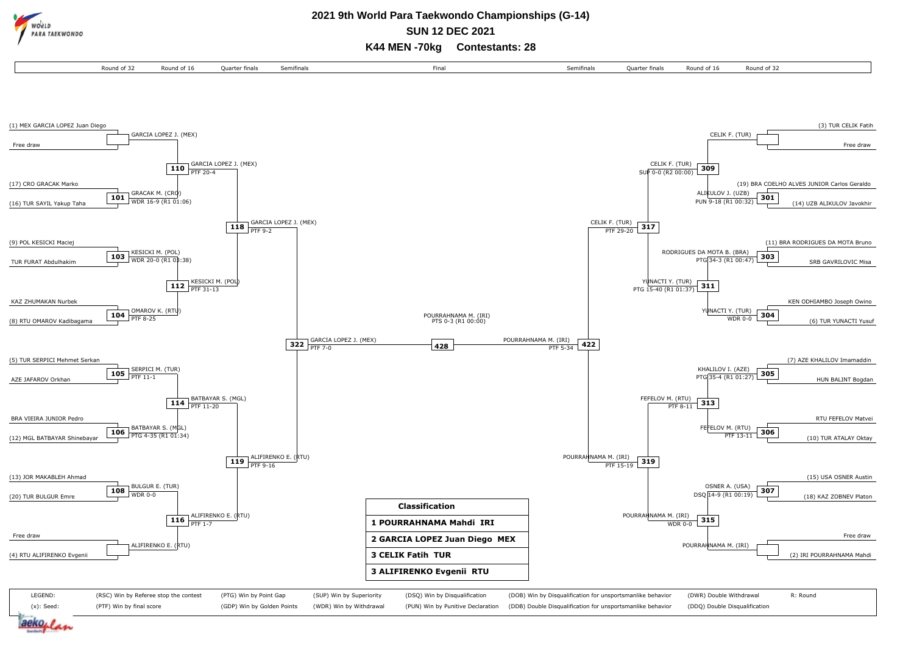# 2021 9th World Para Taekwondo Championships (G-14)

**SUN 12 DEC 2021**

**K44 MEN -70kg    Contestants: 28**

## Round of 32

| Contest | Contestant 1 | Contestant 2 | Winner | Result |
|---|---|---|---|---|
| | (1) MEX GARCIA LOPEZ Juan Diego | Free draw | GARCIA LOPEZ J. (MEX) | |
| 101 | (17) CRO GRACAK Marko | (16) TUR SAYIL Yakup Taha | GRACAK M. (CRO) | WDR 16-9 (R1 01:06) |
| 103 | (9) POL KESICKI Maciej | TUR FURAT Abdulhakim | KESICKI M. (POL) | WDR 20-0 (R1 02:38) |
| 104 | KAZ ZHUMAKAN Nurbek | (8) RTU OMAROV Kadibagama | OMAROV K. (RTU) | PTF 8-25 |
| 105 | (5) TUR SERPICI Mehmet Serkan | AZE JAFAROV Orkhan | SERPICI M. (TUR) | PTF 11-1 |
| 106 | BRA VIEIRA JUNIOR Pedro | (12) MGL BATBAYAR Shinebayar | BATBAYAR S. (MGL) | PTG 4-35 (R1 01:34) |
| 108 | (13) JOR MAKABLEH Ahmad | (20) TUR BULGUR Emre | BULGUR E. (TUR) | WDR 0-0 |
| | Free draw | (4) RTU ALIFIRENKO Evgenii | ALIFIRENKO E. (RTU) | |
| | (3) TUR CELIK Fatih | Free draw | CELIK F. (TUR) | |
| 301 | (19) BRA COELHO ALVES JUNIOR Carlos Geraldo | (14) UZB ALIKULOV Javokhir | ALIKULOV J. (UZB) | PUN 9-18 (R1 00:32) |
| 303 | (11) BRA RODRIGUES DA MOTA Bruno | SRB GAVRILOVIC Misa | RODRIGUES DA MOTA B. (BRA) | PTG 34-3 (R1 00:47) |
| 304 | KEN ODHIAMBO Joseph Owino | (6) TUR YUNACTI Yusuf | YUNACTI Y. (TUR) | WDR 0-0 |
| 305 | (7) AZE KHALILOV Imamaddin | HUN BALINT Bogdan | KHALILOV I. (AZE) | PTG 35-4 (R1 01:27) |
| 306 | RTU FEFELOV Matvei | (10) TUR ATALAY Oktay | FEFELOV M. (RTU) | PTF 13-11 |
| 307 | (15) USA OSNER Austin | (18) KAZ ZOBNEV Platon | OSNER A. (USA) | DSQ 14-9 (R1 00:19) |
| | Free draw | (2) IRI POURRAHNAMA Mahdi | POURRAHNAMA M. (IRI) | |

## Round of 16

| Contest | Winner | Result |
|---|---|---|
| 110 | GARCIA LOPEZ J. (MEX) | PTF 20-4 |
| 112 | KESICKI M. (POL) | PTF 31-13 |
| 114 | BATBAYAR S. (MGL) | PTF 11-20 |
| 116 | ALIFIRENKO E. (RTU) | PTF 1-7 |
| 309 | CELIK F. (TUR) | SUP 0-0 (R2 00:00) |
| 311 | YUNACTI Y. (TUR) | PTG 15-40 (R1 01:37) |
| 313 | FEFELOV M. (RTU) | PTF 8-11 |
| 315 | POURRAHNAMA M. (IRI) | WDR 0-0 |

## Quarter finals

| Contest | Winner | Result |
|---|---|---|
| 118 | GARCIA LOPEZ J. (MEX) | PTF 9-2 |
| 119 | ALIFIRENKO E. (RTU) | PTF 9-16 |
| 317 | CELIK F. (TUR) | PTF 29-20 |
| 319 | POURRAHNAMA M. (IRI) | PTF 15-19 |

## Semifinals

| Contest | Winner | Result |
|---|---|---|
| 322 | GARCIA LOPEZ J. (MEX) | PTF 7-0 |
| 422 | POURRAHNAMA M. (IRI) | PTF 5-34 |

## Final

| Contest | Winner | Result |
|---|---|---|
| 428 | POURRAHNAMA M. (IRI) | PTS 0-3 (R1 00:00) |

## Classification

| Classification |
|---|
| 1 POURRAHNAMA Mahdi IRI |
| 2 GARCIA LOPEZ Juan Diego MEX |
| 3 CELIK Fatih TUR |
| 3 ALIFIRENKO Evgenii RTU |

LEGEND: (RSC) Win by Referee stop the contest; (PTG) Win by Point Gap; (SUP) Win by Superiority; (DSQ) Win by Disqualification; (DQB) Win by Disqualification for unsportsmanlike behavior; (DWR) Double Withdrawal; R: Round; (x): Seed; (PTF) Win by final score; (GDP) Win by Golden Points; (WDR) Win by Withdrawal; (PUN) Win by Punitive Declaration; (DDB) Double Disqualification for unsportsmanlike behavior; (DDQ) Double Disqualification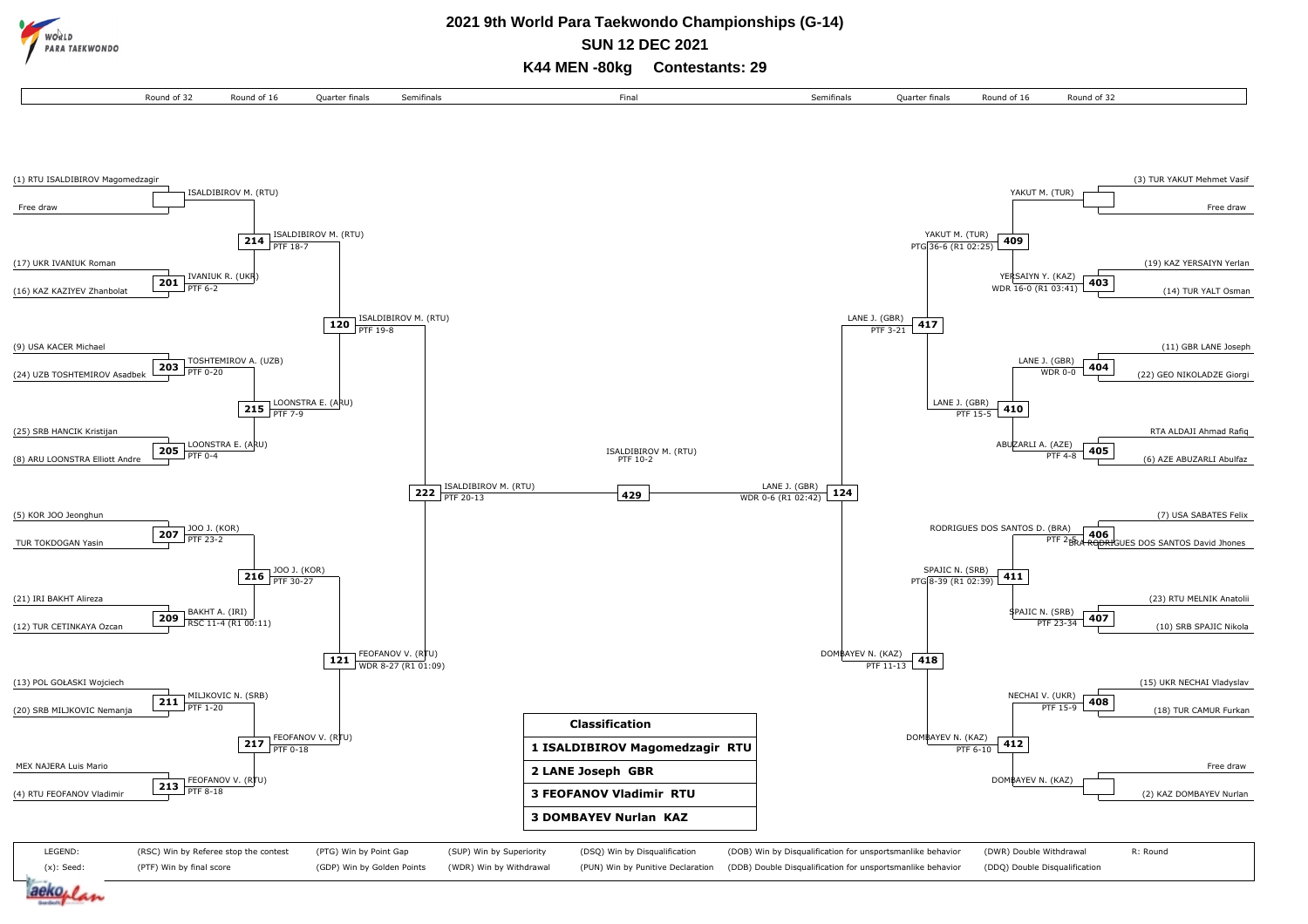# 2021 9th World Para Taekwondo Championships (G-14)

## SUN 12 DEC 2021

## K44 MEN -80kg Contestants: 29

### Round of 32

**Left side**

| Contestant A | Contestant B | Match | Winner | Score |
|---|---|---|---|---|
| (1) RTU ISALDIBIROV Magomedzagir | Free draw | | ISALDIBIROV M. (RTU) | |
| (17) UKR IVANIUK Roman | (16) KAZ KAZIYEV Zhanbolat | 201 | IVANIUK R. (UKR) | PTF 6-2 |
| (9) USA KACER Michael | (24) UZB TOSHTEMIROV Asadbek | 203 | TOSHTEMIROV A. (UZB) | PTF 0-20 |
| (25) SRB HANCIK Kristijan | (8) ARU LOONSTRA Elliott Andre | 205 | LOONSTRA E. (ARU) | PTF 0-4 |
| (5) KOR JOO Jeonghun | TUR TOKDOGAN Yasin | 207 | JOO J. (KOR) | PTF 23-2 |
| (21) IRI BAKHT Alireza | (12) TUR CETINKAYA Ozcan | 209 | BAKHT A. (IRI) | RSC 11-4 (R1 00:11) |
| (13) POL GOŁASKI Wojciech | (20) SRB MILJKOVIC Nemanja | 211 | MILJKOVIC N. (SRB) | PTF 1-20 |
| MEX NAJERA Luis Mario | (4) RTU FEOFANOV Vladimir | 213 | FEOFANOV V. (RTU) | PTF 8-18 |

**Right side**

| Contestant A | Contestant B | Match | Winner | Score |
|---|---|---|---|---|
| (3) TUR YAKUT Mehmet Vasif | Free draw | | YAKUT M. (TUR) | |
| (19) KAZ YERSAIYN Yerlan | (14) TUR YALT Osman | 403 | YERSAIYN Y. (KAZ) | WDR 16-0 (R1 03:41) |
| (11) GBR LANE Joseph | (22) GEO NIKOLADZE Giorgi | 404 | LANE J. (GBR) | WDR 0-0 |
| RTA ALDAJI Ahmad Rafiq | (6) AZE ABUZARLI Abulfaz | 405 | ABUZARLI A. (AZE) | PTF 4-8 |
| (7) USA SABATES Felix | BRA RODRIGUES DOS SANTOS David Jhones | 406 | RODRIGUES DOS SANTOS D. (BRA) | PTF 2-5 |
| (23) RTU MELNIK Anatolii | (10) SRB SPAJIC Nikola | 407 | SPAJIC N. (SRB) | PTF 23-34 |
| (15) UKR NECHAI Vladyslav | (18) TUR CAMUR Furkan | 408 | NECHAI V. (UKR) | PTF 15-9 |
| Free draw | (2) KAZ DOMBAYEV Nurlan | | DOMBAYEV N. (KAZ) | |

### Round of 16

| Match | Winner | Score |
|---|---|---|
| 214 | ISALDIBIROV M. (RTU) | PTF 18-7 |
| 215 | LOONSTRA E. (ARU) | PTF 7-9 |
| 216 | JOO J. (KOR) | PTF 30-27 |
| 217 | FEOFANOV V. (RTU) | PTF 0-18 |
| 409 | YAKUT M. (TUR) | PTG 36-6 (R1 02:25) |
| 410 | LANE J. (GBR) | PTF 15-5 |
| 411 | SPAJIC N. (SRB) | PTG 8-39 (R1 02:39) |
| 412 | DOMBAYEV N. (KAZ) | PTF 6-10 |

### Quarter finals

| Match | Winner | Score |
|---|---|---|
| 120 | ISALDIBIROV M. (RTU) | PTF 19-8 |
| 121 | FEOFANOV V. (RTU) | WDR 8-27 (R1 01:09) |
| 417 | LANE J. (GBR) | PTF 3-21 |
| 418 | DOMBAYEV N. (KAZ) | PTF 11-13 |

### Semifinals

| Match | Winner | Score |
|---|---|---|
| 222 | ISALDIBIROV M. (RTU) | PTF 20-13 |
| 124 | LANE J. (GBR) | WDR 0-6 (R1 02:42) |

### Final

| Match | Winner | Score |
|---|---|---|
| 429 | ISALDIBIROV M. (RTU) | PTF 10-2 |

### Classification

| Classification |
|---|
| 1 ISALDIBIROV Magomedzagir RTU |
| 2 LANE Joseph GBR |
| 3 FEOFANOV Vladimir RTU |
| 3 DOMBAYEV Nurlan KAZ |

LEGEND:

| | | | | | | |
|---|---|---|---|---|---|---|
| (RSC) Win by Referee stop the contest | (PTG) Win by Point Gap | (SUP) Win by Superiority | (DSQ) Win by Disqualification | (DOB) Win by Disqualification for unsportsmanlike behavior | (DWR) Double Withdrawal | R: Round |
| (x): Seed: | (PTF) Win by final score | (GDP) Win by Golden Points | (WDR) Win by Withdrawal | (PUN) Win by Punitive Declaration | (DDB) Double Disqualification for unsportsmanlike behavior | (DDQ) Double Disqualification |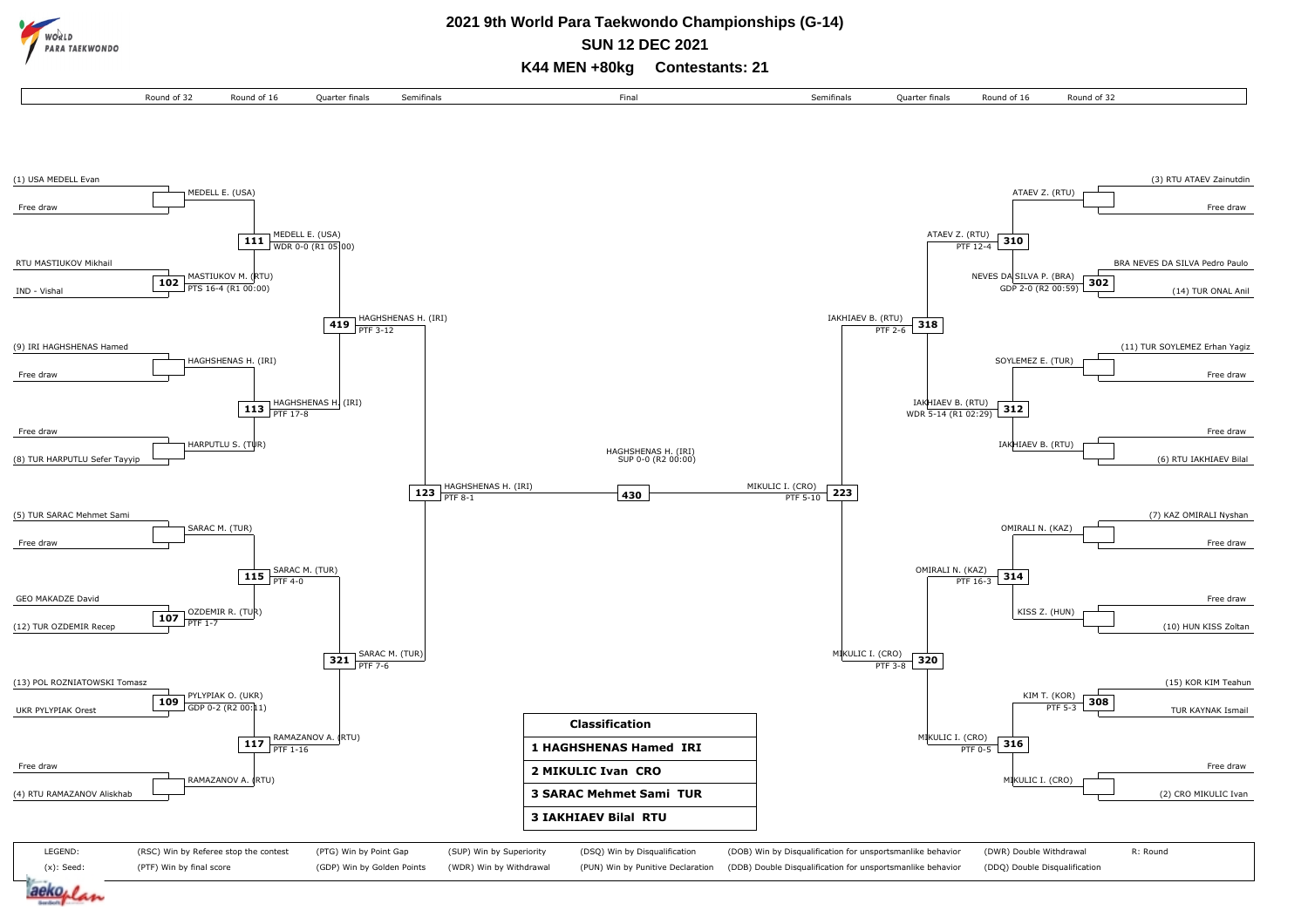# 2021 9th World Para Taekwondo Championships (G-14)

## SUN 12 DEC 2021

## K44 MEN +80kg Contestants: 21

### Left side of bracket

**Round of 32**

| Match | Contestant 1 | Contestant 2 | Winner | Result |
|---|---|---|---|---|
| | (1) USA MEDELL Evan | Free draw | MEDELL E. (USA) | |
| 102 | RTU MASTIUKOV Mikhail | IND - Vishal | MASTIUKOV M. (RTU) | PTS 16-4 (R1 00:00) |
| | (9) IRI HAGHSHENAS Hamed | Free draw | HAGHSHENAS H. (IRI) | |
| | Free draw | (8) TUR HARPUTLU Sefer Tayyip | HARPUTLU S. (TUR) | |
| | (5) TUR SARAC Mehmet Sami | Free draw | SARAC M. (TUR) | |
| 107 | GEO MAKADZE David | (12) TUR OZDEMIR Recep | OZDEMIR R. (TUR) | PTF 1-7 |
| 109 | (13) POL ROZNIATOWSKI Tomasz | UKR PYLYPIAK Orest | PYLYPIAK O. (UKR) | GDP 0-2 (R2 00:11) |
| | Free draw | (4) RTU RAMAZANOV Aliskhab | RAMAZANOV A. (RTU) | |

**Round of 16**

| Match | Winner | Result |
|---|---|---|
| 111 | MEDELL E. (USA) | WDR 0-0 (R1 05:00) |
| 113 | HAGHSHENAS H. (IRI) | PTF 17-8 |
| 115 | SARAC M. (TUR) | PTF 4-0 |
| 117 | RAMAZANOV A. (RTU) | PTF 1-16 |

**Quarter finals**

| Match | Winner | Result |
|---|---|---|
| 419 | HAGHSHENAS H. (IRI) | PTF 3-12 |
| 321 | SARAC M. (TUR) | PTF 7-6 |

**Semifinals**

| Match | Winner | Result |
|---|---|---|
| 123 | HAGHSHENAS H. (IRI) | PTF 8-1 |

### Final

| Match | Winner | Result |
|---|---|---|
| 430 | HAGHSHENAS H. (IRI) | SUP 0-0 (R2 00:00) |

### Right side of bracket

**Round of 32**

| Match | Contestant 1 | Contestant 2 | Winner | Result |
|---|---|---|---|---|
| | (3) RTU ATAEV Zainutdin | Free draw | ATAEV Z. (RTU) | |
| 302 | BRA NEVES DA SILVA Pedro Paulo | (14) TUR ONAL Anil | NEVES DA SILVA P. (BRA) | GDP 2-0 (R2 00:59) |
| | (11) TUR SOYLEMEZ Erhan Yagiz | Free draw | SOYLEMEZ E. (TUR) | |
| | Free draw | (6) RTU IAKHIAEV Bilal | IAKHIAEV B. (RTU) | |
| | (7) KAZ OMIRALI Nyshan | Free draw | OMIRALI N. (KAZ) | |
| | Free draw | (10) HUN KISS Zoltan | KISS Z. (HUN) | |
| 308 | (15) KOR KIM Teahun | TUR KAYNAK Ismail | KIM T. (KOR) | PTF 5-3 |
| | Free draw | (2) CRO MIKULIC Ivan | MIKULIC I. (CRO) | |

**Round of 16**

| Match | Winner | Result |
|---|---|---|
| 310 | ATAEV Z. (RTU) | PTF 12-4 |
| 312 | IAKHIAEV B. (RTU) | WDR 5-14 (R1 02:29) |
| 314 | OMIRALI N. (KAZ) | PTF 16-3 |
| 316 | MIKULIC I. (CRO) | PTF 0-5 |

**Quarter finals**

| Match | Winner | Result |
|---|---|---|
| 318 | IAKHIAEV B. (RTU) | PTF 2-6 |
| 320 | MIKULIC I. (CRO) | PTF 3-8 |

**Semifinals**

| Match | Winner | Result |
|---|---|---|
| 223 | MIKULIC I. (CRO) | PTF 5-10 |

### Classification

| Classification |
|---|
| 1 HAGHSHENAS Hamed IRI |
| 2 MIKULIC Ivan CRO |
| 3 SARAC Mehmet Sami TUR |
| 3 IAKHIAEV Bilal RTU |

**LEGEND:**

- (x): Seed
- (RSC) Win by Referee stop the contest
- (PTF) Win by final score
- (PTG) Win by Point Gap
- (GDP) Win by Golden Points
- (SUP) Win by Superiority
- (WDR) Win by Withdrawal
- (DSQ) Win by Disqualification
- (PUN) Win by Punitive Declaration
- (DQB) Win by Disqualification for unsportsmanlike behavior
- (DDB) Double Disqualification for unsportsmanlike behavior
- (DWR) Double Withdrawal
- (DDQ) Double Disqualification
- R: Round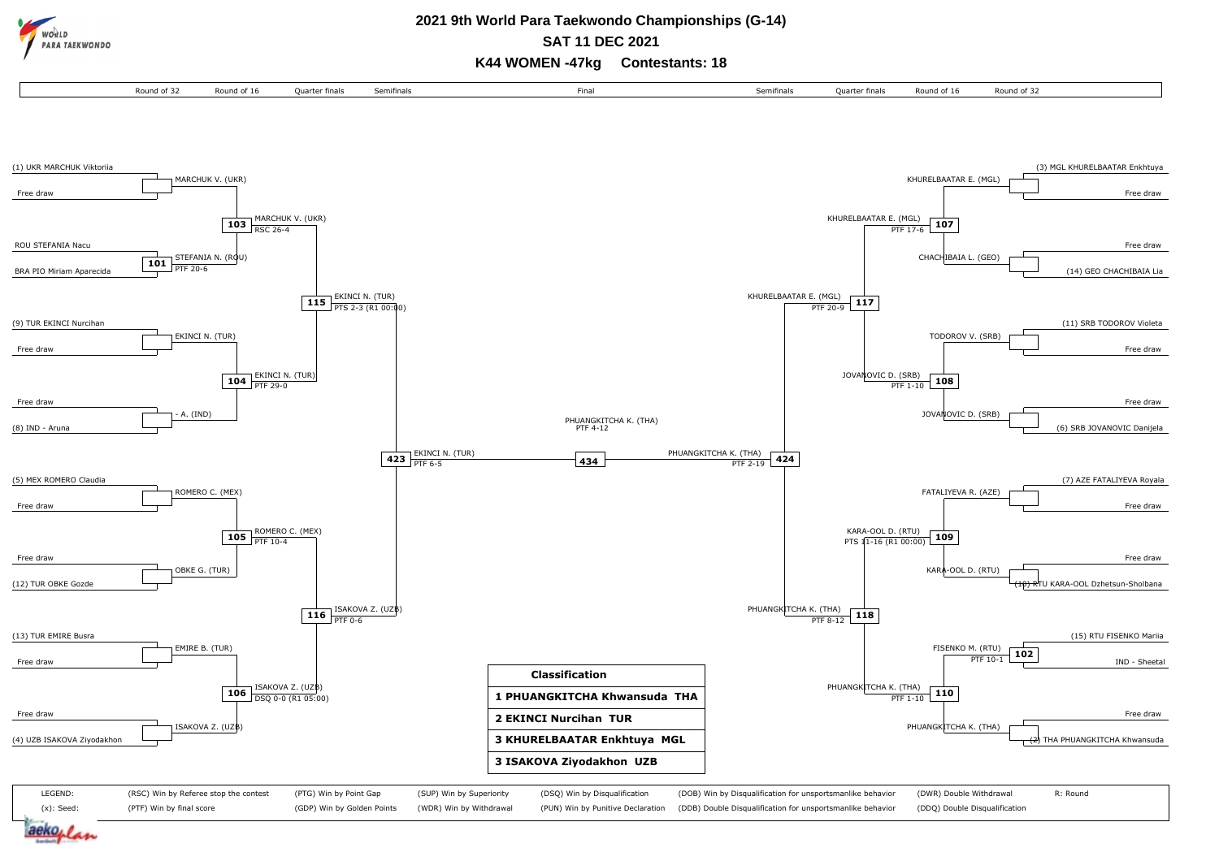# 2021 9th World Para Taekwondo Championships (G-14)

## SAT 11 DEC 2021

### K44 WOMEN -47kg Contestants: 18

Round of 32 | Round of 16 | Quarter finals | Semifinals | Final | Semifinals | Quarter finals | Round of 16 | Round of 32

**Left side of bracket**

| Round of 32 | Round of 16 | Quarter finals | Semifinals | Final |
|---|---|---|---|---|
| (1) UKR MARCHUK Viktoriia vs Free draw | MARCHUK V. (UKR) | | | |
| | **103** MARCHUK V. (UKR) RSC 26-4 | | | |
| ROU STEFANIA Nacu vs BRA PIO Miriam Aparecida — **101** STEFANIA N. (ROU) PTF 20-6 | STEFANIA N. (ROU) | | | |
| | | **115** EKINCI N. (TUR) PTS 2-3 (R1 00:00) | | |
| (9) TUR EKINCI Nurcihan vs Free draw | EKINCI N. (TUR) | | | |
| | **104** EKINCI N. (TUR) PTF 29-0 | | | |
| Free draw vs (8) IND - Aruna | - A. (IND) | | | |
| | | | **423** EKINCI N. (TUR) PTF 6-5 | |
| (5) MEX ROMERO Claudia vs Free draw | ROMERO C. (MEX) | | | |
| | **105** ROMERO C. (MEX) PTF 10-4 | | | |
| Free draw vs (12) TUR OBKE Gozde | OBKE G. (TUR) | | | |
| | | **116** ISAKOVA Z. (UZB) PTF 0-6 | | |
| (13) TUR EMIRE Busra vs Free draw | EMIRE B. (TUR) | | | |
| | **106** ISAKOVA Z. (UZB) DSQ 0-0 (R1 05:00) | | | |
| Free draw vs (4) UZB ISAKOVA Ziyodakhon | ISAKOVA Z. (UZB) | | | |

**Final**

**434** PHUANGKITCHA K. (THA) PTF 4-12

**Right side of bracket**

| Round of 32 | Round of 16 | Quarter finals | Semifinals |
|---|---|---|---|
| (3) MGL KHURELBAATAR Enkhtuya vs Free draw | KHURELBAATAR E. (MGL) | | |
| | **107** KHURELBAATAR E. (MGL) PTF 17-6 | | |
| Free draw vs (14) GEO CHACHIBAIA Lia | CHACHIBAIA L. (GEO) | | |
| | | **117** KHURELBAATAR E. (MGL) PTF 20-9 | |
| (11) SRB TODOROV Violeta vs Free draw | TODOROV V. (SRB) | | |
| | **108** JOVANOVIC D. (SRB) PTF 1-10 | | |
| Free draw vs (6) SRB JOVANOVIC Danijela | JOVANOVIC D. (SRB) | | |
| | | | **424** PHUANGKITCHA K. (THA) PTF 2-19 |
| (7) AZE FATALIYEVA Royala vs Free draw | FATALIYEVA R. (AZE) | | |
| | **109** KARA-OOL D. (RTU) PTS 11-16 (R1 00:00) | | |
| Free draw vs (10) RTU KARA-OOL Dzhetsun-Sholbana | KARA-OOL D. (RTU) | | |
| | | **118** PHUANGKITCHA K. (THA) PTF 8-12 | |
| (15) RTU FISENKO Mariia vs IND - Sheetal — **102** FISENKO M. (RTU) PTF 10-1 | FISENKO M. (RTU) | | |
| | **110** PHUANGKITCHA K. (THA) PTF 1-10 | | |
| Free draw vs (2) THA PHUANGKITCHA Khwansuda | PHUANGKITCHA K. (THA) | | |

**Classification**

| Rank | Name |
|---|---|
| 1 | PHUANGKITCHA Khwansuda THA |
| 2 | EKINCI Nurcihan TUR |
| 3 | KHURELBAATAR Enkhtuya MGL |
| 3 | ISAKOVA Ziyodakhon UZB |

LEGEND:
(x): Seed:
(RSC) Win by Referee stop the contest
(PTF) Win by final score
(PTG) Win by Point Gap
(GDP) Win by Golden Points
(SUP) Win by Superiority
(WDR) Win by Withdrawal
(DSQ) Win by Disqualification
(PUN) Win by Punitive Declaration
(DOB) Win by Disqualification for unsportsmanlike behavior
(DDB) Double Disqualification for unsportsmanlike behavior
(DWR) Double Withdrawal
(DDQ) Double Disqualification
R: Round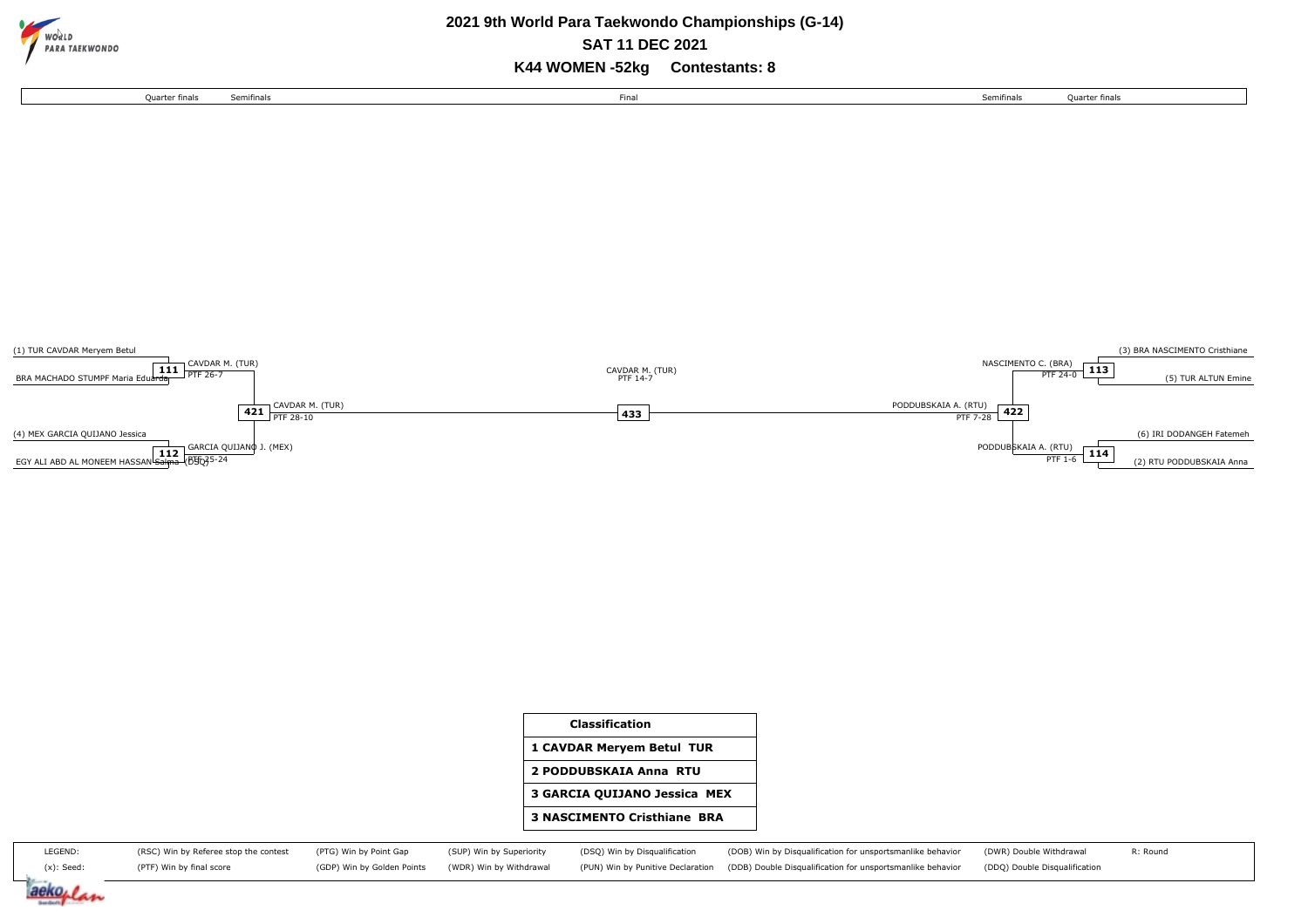# 2021 9th World Para Taekwondo Championships (G-14)

## SAT 11 DEC 2021

## K44 WOMEN -52kg Contestants: 8

| Quarter finals | Semifinals | Final | Semifinals | Quarter finals |
|---|---|---|---|---|

**Match 111:** (1) TUR CAVDAR Meryem Betul vs BRA MACHADO STUMPF Maria Eduarda — CAVDAR M. (TUR) PTF 26-7

**Match 112:** (4) MEX GARCIA QUIJANO Jessica vs EGY ALI ABD AL MONEEM HASSAN Salma — GARCIA QUIJANO J. (MEX) PTF 25-24 (DSQ)

**Match 113:** (3) BRA NASCIMENTO Cristhiane vs (5) TUR ALTUN Emine — NASCIMENTO C. (BRA) PTF 24-0

**Match 114:** (6) IRI DODANGEH Fatemeh vs (2) RTU PODDUBSKAIA Anna — PODDUBSKAIA A. (RTU) PTF 1-6

**Match 421:** CAVDAR M. (TUR) PTF 28-10

**Match 422:** PODDUBSKAIA A. (RTU) PTF 7-28

**Match 433 (Final):** CAVDAR M. (TUR) PTF 14-7

| Classification |
|---|
| 1 CAVDAR Meryem Betul TUR |
| 2 PODDUBSKAIA Anna RTU |
| 3 GARCIA QUIJANO Jessica MEX |
| 3 NASCIMENTO Cristhiane BRA |

LEGEND:
(x): Seed:
(RSC) Win by Referee stop the contest
(PTF) Win by final score
(PTG) Win by Point Gap
(GDP) Win by Golden Points
(SUP) Win by Superiority
(WDR) Win by Withdrawal
(DSQ) Win by Disqualification
(PUN) Win by Punitive Declaration
(DOB) Win by Disqualification for unsportsmanlike behavior
(DDB) Double Disqualification for unsportsmanlike behavior
(DWR) Double Withdrawal
(DDQ) Double Disqualification
R: Round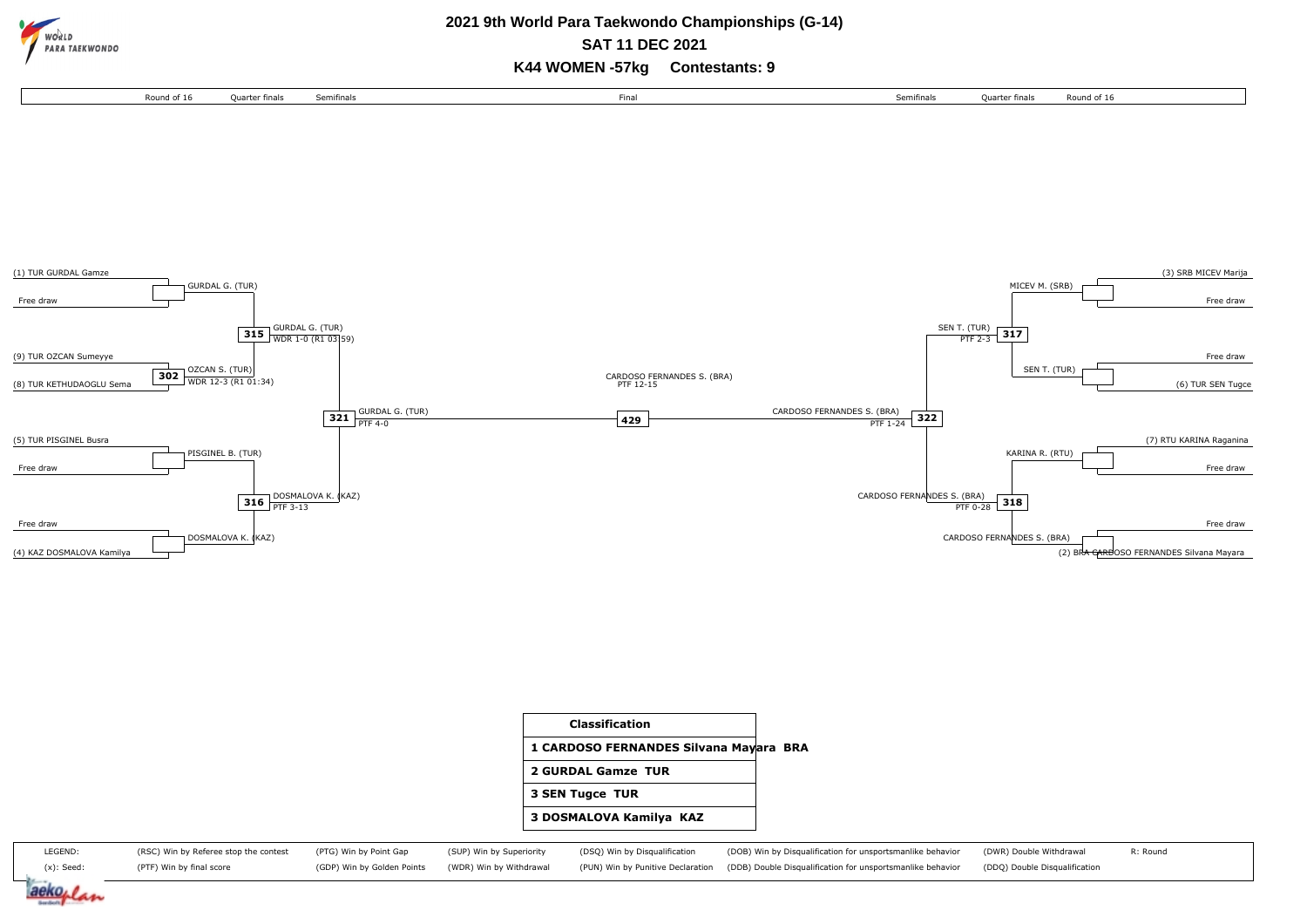# 2021 9th World Para Taekwondo Championships (G-14)

## SAT 11 DEC 2021

## K44 WOMEN -57kg Contestants: 9

Round of 16 | Quarter finals | Semifinals | Final | Semifinals | Quarter finals | Round of 16

**Left side of bracket**

- (1) TUR GURDAL Gamze vs Free draw → GURDAL G. (TUR)
- (9) TUR OZCAN Sumeyye vs (8) TUR KETHUDAOGLU Sema — **302** → OZCAN S. (TUR), WDR 12-3 (R1 01:34)
- **315**: GURDAL G. (TUR), WDR 1-0 (R1 03:59)
- (5) TUR PISGINEL Busra vs Free draw → PISGINEL B. (TUR)
- Free draw vs (4) KAZ DOSMALOVA Kamilya → DOSMALOVA K. (KAZ)
- **316**: DOSMALOVA K. (KAZ), PTF 3-13
- **321**: GURDAL G. (TUR), PTF 4-0

**Final**

- **429**: CARDOSO FERNANDES S. (BRA), PTF 12-15

**Right side of bracket**

- (3) SRB MICEV Marija vs Free draw → MICEV M. (SRB)
- Free draw vs (6) TUR SEN Tugce → SEN T. (TUR)
- **317**: SEN T. (TUR), PTF 2-3
- (7) RTU KARINA Raganina vs Free draw → KARINA R. (RTU)
- Free draw vs (2) BRA CARDOSO FERNANDES Silvana Mayara → CARDOSO FERNANDES S. (BRA)
- **318**: CARDOSO FERNANDES S. (BRA), PTF 0-28
- **322**: CARDOSO FERNANDES S. (BRA), PTF 1-24

| Classification |
|---|
| 1 CARDOSO FERNANDES Silvana Mayara BRA |
| 2 GURDAL Gamze TUR |
| 3 SEN Tugce TUR |
| 3 DOSMALOVA Kamilya KAZ |

LEGEND:
(x): Seed:
(RSC) Win by Referee stop the contest
(PTF) Win by final score
(PTG) Win by Point Gap
(GDP) Win by Golden Points
(SUP) Win by Superiority
(WDR) Win by Withdrawal
(DSQ) Win by Disqualification
(PUN) Win by Punitive Declaration
(DQB) Win by Disqualification for unsportsmanlike behavior
(DDB) Double Disqualification for unsportsmanlike behavior
(DWR) Double Withdrawal
(DDQ) Double Disqualification
R: Round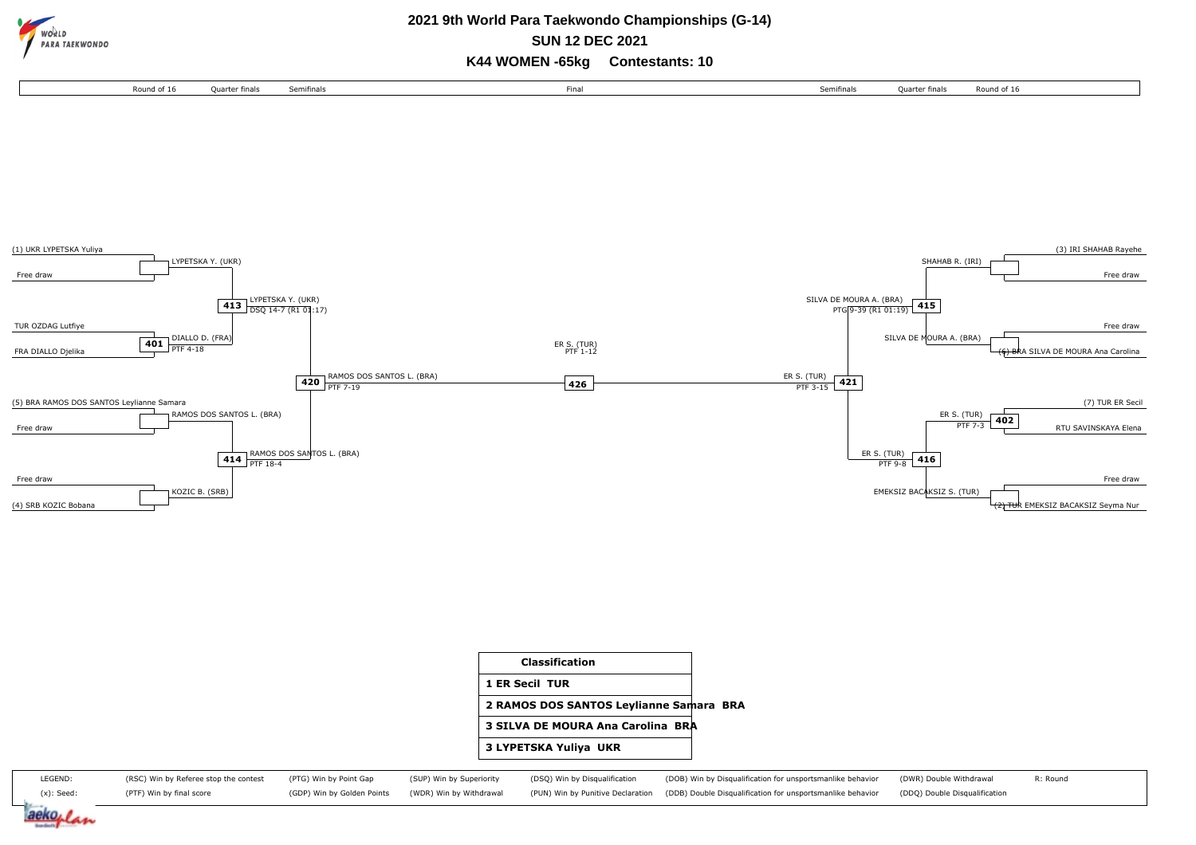# 2021 9th World Para Taekwondo Championships (G-14)

## SUN 12 DEC 2021

## K44 WOMEN -65kg Contestants: 10

| Round of 16 | Quarter finals | Semifinals | Final | Semifinals | Quarter finals | Round of 16 |
|---|---|---|---|---|---|---|

### Left side of bracket

**Round of 16**
- (1) UKR LYPETSKA Yuliya vs Free draw → LYPETSKA Y. (UKR)
- TUR OZDAG Lutfiye vs FRA DIALLO Djelika — Match 401 → DIALLO D. (FRA), PTF 4-18
- (5) BRA RAMOS DOS SANTOS Leylianne Samara vs Free draw → RAMOS DOS SANTOS L. (BRA)
- Free draw vs (4) SRB KOZIC Bobana → KOZIC B. (SRB)

**Quarter finals**
- Match 413 → LYPETSKA Y. (UKR), DSQ 14-7 (R1 01:17)
- Match 414 → RAMOS DOS SANTOS L. (BRA), PTF 18-4

**Semifinals**
- Match 420 → RAMOS DOS SANTOS L. (BRA), PTF 7-19

### Final

- Match 426 → ER S. (TUR), PTF 1-12

### Right side of bracket

**Round of 16**
- (3) IRI SHAHAB Rayehe vs Free draw → SHAHAB R. (IRI)
- Free draw vs (6) BRA SILVA DE MOURA Ana Carolina → SILVA DE MOURA A. (BRA)
- (7) TUR ER Secil vs RTU SAVINSKAYA Elena — Match 402 → ER S. (TUR), PTF 7-3
- Free draw vs (2) TUR EMEKSIZ BACAKSIZ Seyma Nur → EMEKSIZ BACAKSIZ S. (TUR)

**Quarter finals**
- Match 415 → SILVA DE MOURA A. (BRA), PTG 9-39 (R1 01:19)
- Match 416 → ER S. (TUR), PTF 9-8

**Semifinals**
- Match 421 → ER S. (TUR), PTF 3-15

### Classification

| Classification |
|---|
| 1 ER Secil TUR |
| 2 RAMOS DOS SANTOS Leylianne Samara BRA |
| 3 SILVA DE MOURA Ana Carolina BRA |
| 3 LYPETSKA Yuliya UKR |

LEGEND:
- (x): Seed
- (RSC) Win by Referee stop the contest
- (PTF) Win by final score
- (PTG) Win by Point Gap
- (GDP) Win by Golden Points
- (SUP) Win by Superiority
- (WDR) Win by Withdrawal
- (DSQ) Win by Disqualification
- (PUN) Win by Punitive Declaration
- (DOB) Win by Disqualification for unsportsmanlike behavior
- (DDB) Double Disqualification for unsportsmanlike behavior
- (DWR) Double Withdrawal
- (DDQ) Double Disqualification
- R: Round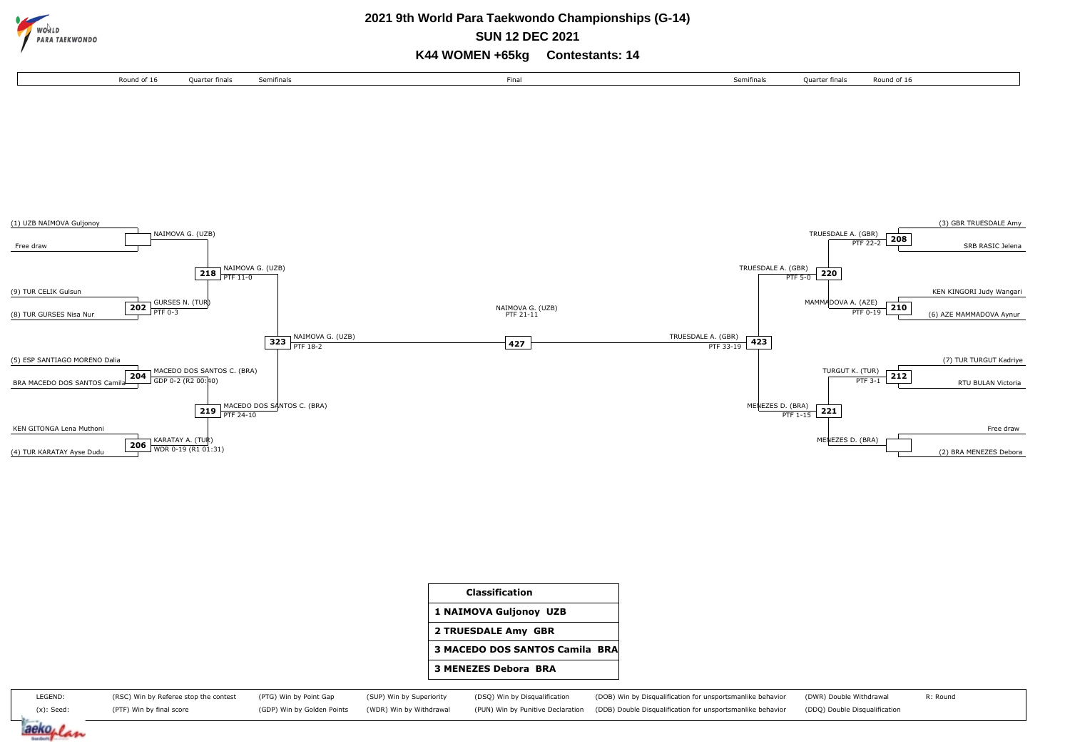# 2021 9th World Para Taekwondo Championships (G-14)

## SUN 12 DEC 2021

## K44 WOMEN +65kg Contestants: 14

Round of 16 | Quarter finals | Semifinals | Final | Semifinals | Quarter finals | Round of 16

(1) UZB NAIMOVA Guljonoy
Free draw
NAIMOVA G. (UZB)

(9) TUR CELIK Gulsun
(8) TUR GURSES Nisa Nur
202 GURSES N. (TUR) PTF 0-3

218 NAIMOVA G. (UZB) PTF 11-0

(5) ESP SANTIAGO MORENO Dalia
BRA MACEDO DOS SANTOS Camila
204 MACEDO DOS SANTOS C. (BRA) GDP 0-2 (R2 00:40)

KEN GITONGA Lena Muthoni
(4) TUR KARATAY Ayse Dudu
206 KARATAY A. (TUR) WDR 0-19 (R1 01:31)

219 MACEDO DOS SANTOS C. (BRA) PTF 24-10

323 NAIMOVA G. (UZB) PTF 18-2

427 NAIMOVA G. (UZB) PTF 21-11

423 TRUESDALE A. (GBR) PTF 33-19

(3) GBR TRUESDALE Amy
SRB RASIC Jelena
208 TRUESDALE A. (GBR) PTF 22-2

KEN KINGORI Judy Wangari
(6) AZE MAMMADOVA Aynur
210 MAMMADOVA A. (AZE) PTF 0-19

220 TRUESDALE A. (GBR) PTF 5-0

(7) TUR TURGUT Kadriye
RTU BULAN Victoria
212 TURGUT K. (TUR) PTF 3-1

Free draw
(2) BRA MENEZES Debora
MENEZES D. (BRA)

221 MENEZES D. (BRA) PTF 1-15

| Classification |
|---|
| 1 NAIMOVA Guljonoy UZB |
| 2 TRUESDALE Amy GBR |
| 3 MACEDO DOS SANTOS Camila BRA |
| 3 MENEZES Debora BRA |

| LEGEND: | (RSC) Win by Referee stop the contest | (PTG) Win by Point Gap | (SUP) Win by Superiority | (DSQ) Win by Disqualification | (DOB) Win by Disqualification for unsportsmanlike behavior | (DWR) Double Withdrawal | R: Round |
|---|---|---|---|---|---|---|---|
| (x): Seed: | (PTF) Win by final score | (GDP) Win by Golden Points | (WDR) Win by Withdrawal | (PUN) Win by Punitive Declaration | (DDB) Double Disqualification for unsportsmanlike behavior | (DDQ) Double Disqualification | |